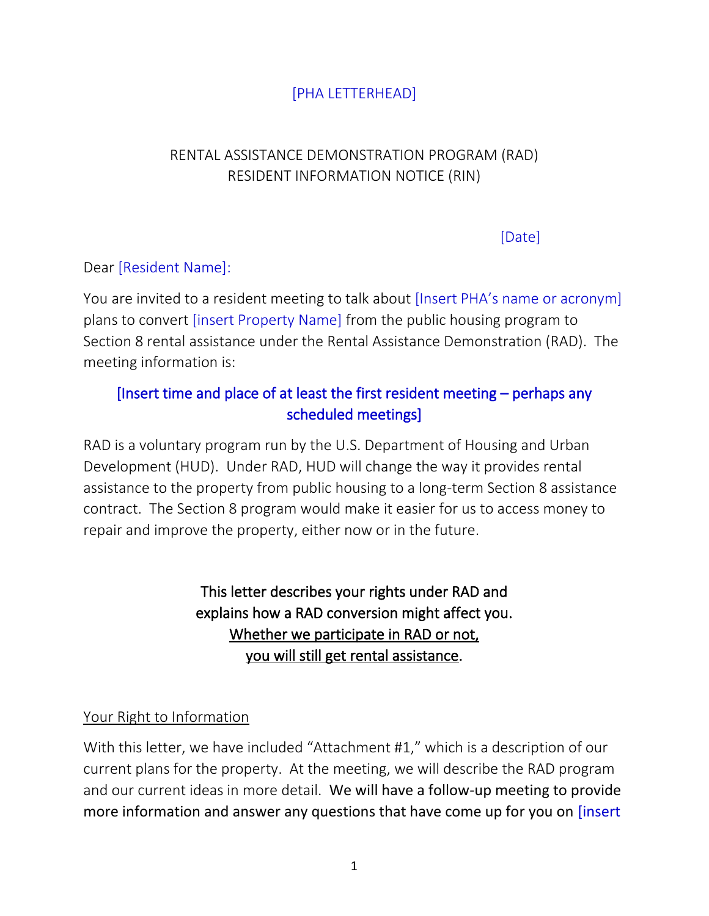[PHA LETTERHEAD]

RENTAL ASSISTANCE DEMONSTRATION PROGRAM (RAD)
RESIDENT INFORMATION NOTICE (RIN)

[Date]

Dear [Resident Name]:

You are invited to a resident meeting to talk about [Insert PHA's name or acronym] plans to convert [insert Property Name] from the public housing program to Section 8 rental assistance under the Rental Assistance Demonstration (RAD). The meeting information is:

**[Insert time and place of at least the first resident meeting – perhaps any scheduled meetings]**

RAD is a voluntary program run by the U.S. Department of Housing and Urban Development (HUD). Under RAD, HUD will change the way it provides rental assistance to the property from public housing to a long-term Section 8 assistance contract. The Section 8 program would make it easier for us to access money to repair and improve the property, either now or in the future.

This letter describes your rights under RAD and explains how a RAD conversion might affect you. Whether we participate in RAD or not, you will still get rental assistance.

Your Right to Information

With this letter, we have included "Attachment #1," which is a description of our current plans for the property. At the meeting, we will describe the RAD program and our current ideas in more detail. We will have a follow-up meeting to provide more information and answer any questions that have come up for you on [insert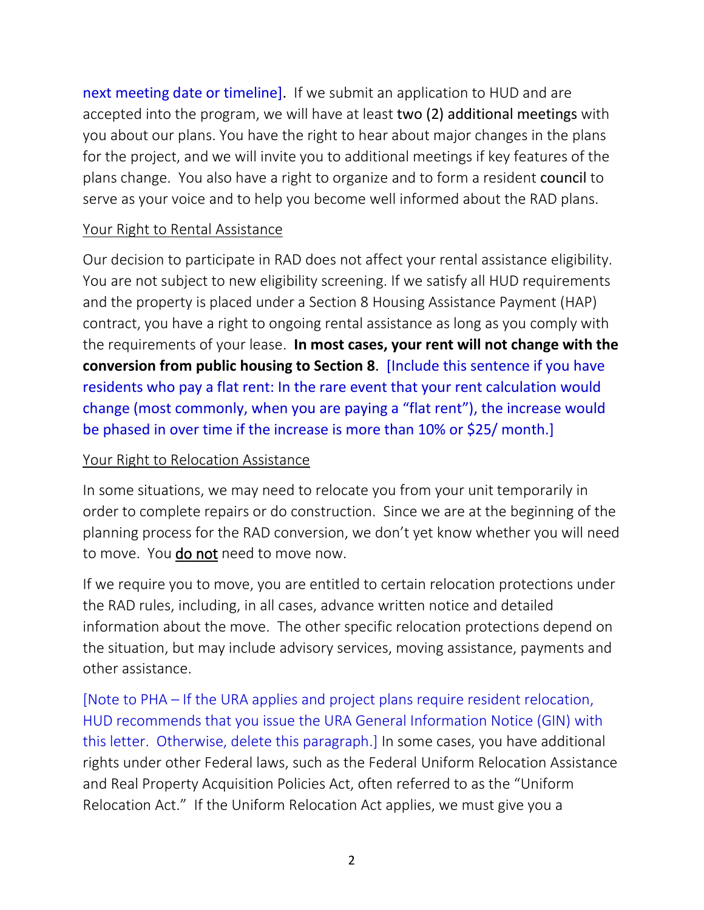next meeting date or timeline]. If we submit an application to HUD and are accepted into the program, we will have at least two (2) additional meetings with you about our plans. You have the right to hear about major changes in the plans for the project, and we will invite you to additional meetings if key features of the plans change. You also have a right to organize and to form a resident council to serve as your voice and to help you become well informed about the RAD plans.

Your Right to Rental Assistance

Our decision to participate in RAD does not affect your rental assistance eligibility. You are not subject to new eligibility screening. If we satisfy all HUD requirements and the property is placed under a Section 8 Housing Assistance Payment (HAP) contract, you have a right to ongoing rental assistance as long as you comply with the requirements of your lease. **In most cases, your rent will not change with the conversion from public housing to Section 8**. [Include this sentence if you have residents who pay a flat rent: In the rare event that your rent calculation would change (most commonly, when you are paying a "flat rent"), the increase would be phased in over time if the increase is more than 10% or $25/ month.]

Your Right to Relocation Assistance

In some situations, we may need to relocate you from your unit temporarily in order to complete repairs or do construction. Since we are at the beginning of the planning process for the RAD conversion, we don't yet know whether you will need to move. You do not need to move now.

If we require you to move, you are entitled to certain relocation protections under the RAD rules, including, in all cases, advance written notice and detailed information about the move. The other specific relocation protections depend on the situation, but may include advisory services, moving assistance, payments and other assistance.

[Note to PHA – If the URA applies and project plans require resident relocation, HUD recommends that you issue the URA General Information Notice (GIN) with this letter. Otherwise, delete this paragraph.] In some cases, you have additional rights under other Federal laws, such as the Federal Uniform Relocation Assistance and Real Property Acquisition Policies Act, often referred to as the "Uniform Relocation Act." If the Uniform Relocation Act applies, we must give you a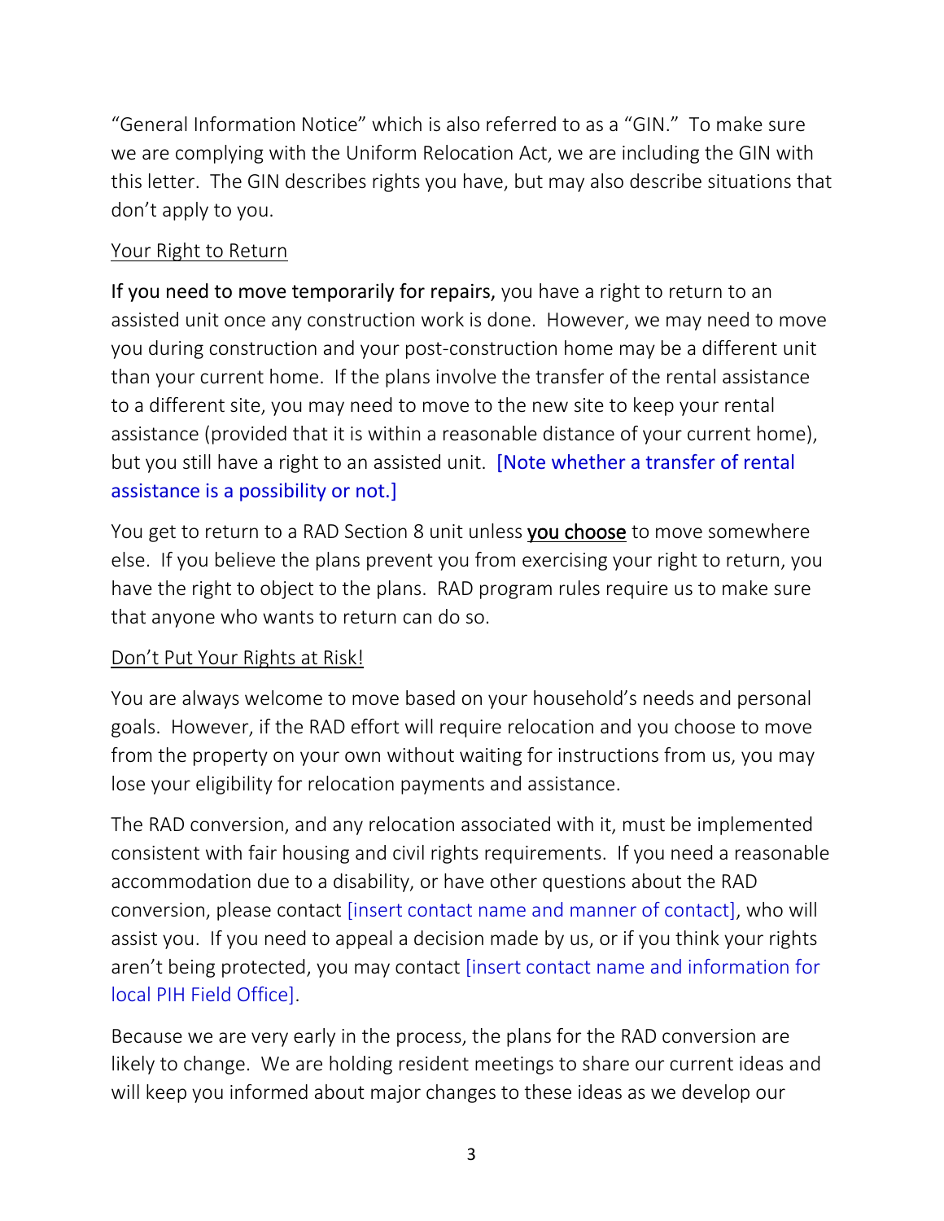"General Information Notice" which is also referred to as a "GIN." To make sure we are complying with the Uniform Relocation Act, we are including the GIN with this letter. The GIN describes rights you have, but may also describe situations that don't apply to you.

Your Right to Return

If you need to move temporarily for repairs, you have a right to return to an assisted unit once any construction work is done. However, we may need to move you during construction and your post-construction home may be a different unit than your current home. If the plans involve the transfer of the rental assistance to a different site, you may need to move to the new site to keep your rental assistance (provided that it is within a reasonable distance of your current home), but you still have a right to an assisted unit. [Note whether a transfer of rental assistance is a possibility or not.]

You get to return to a RAD Section 8 unit unless **you choose** to move somewhere else. If you believe the plans prevent you from exercising your right to return, you have the right to object to the plans. RAD program rules require us to make sure that anyone who wants to return can do so.

Don't Put Your Rights at Risk!

You are always welcome to move based on your household's needs and personal goals. However, if the RAD effort will require relocation and you choose to move from the property on your own without waiting for instructions from us, you may lose your eligibility for relocation payments and assistance.

The RAD conversion, and any relocation associated with it, must be implemented consistent with fair housing and civil rights requirements. If you need a reasonable accommodation due to a disability, or have other questions about the RAD conversion, please contact [insert contact name and manner of contact], who will assist you. If you need to appeal a decision made by us, or if you think your rights aren't being protected, you may contact [insert contact name and information for local PIH Field Office].

Because we are very early in the process, the plans for the RAD conversion are likely to change. We are holding resident meetings to share our current ideas and will keep you informed about major changes to these ideas as we develop our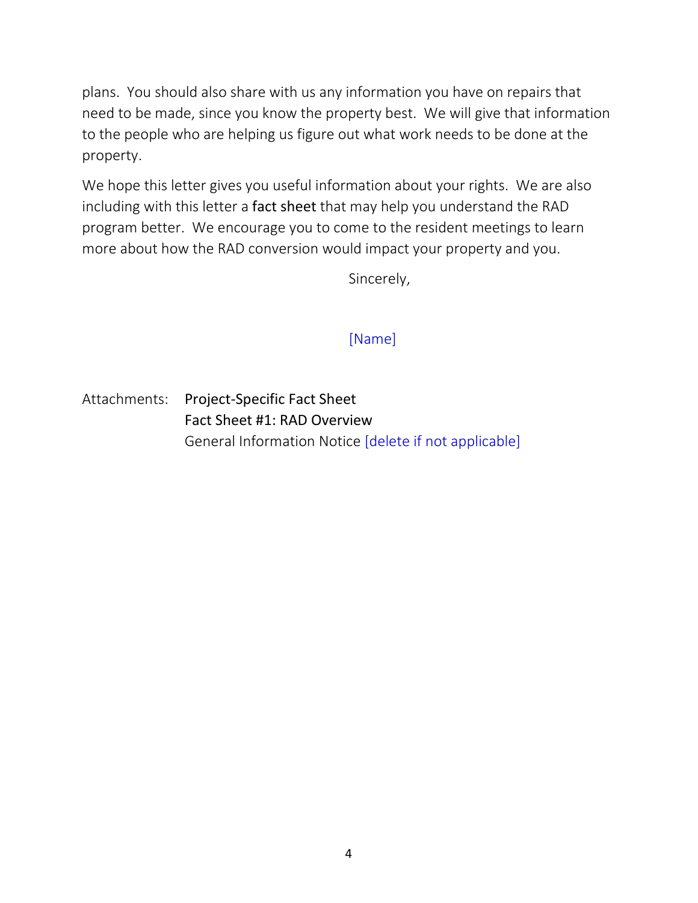plans. You should also share with us any information you have on repairs that need to be made, since you know the property best. We will give that information to the people who are helping us figure out what work needs to be done at the property.

We hope this letter gives you useful information about your rights. We are also including with this letter a fact sheet that may help you understand the RAD program better. We encourage you to come to the resident meetings to learn more about how the RAD conversion would impact your property and you.

Sincerely,

[Name]

Attachments: Project-Specific Fact Sheet
Fact Sheet #1: RAD Overview
General Information Notice [delete if not applicable]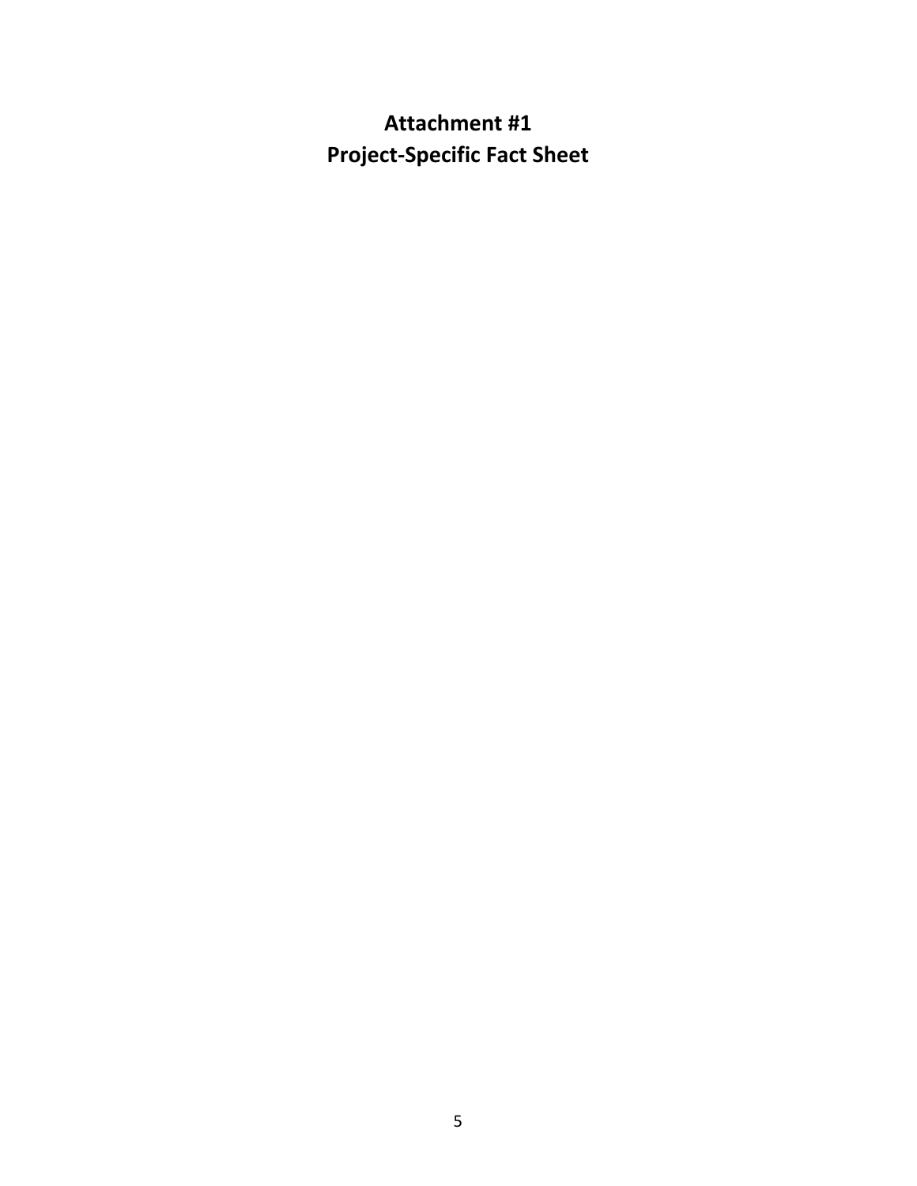# Attachment #1
# Project-Specific Fact Sheet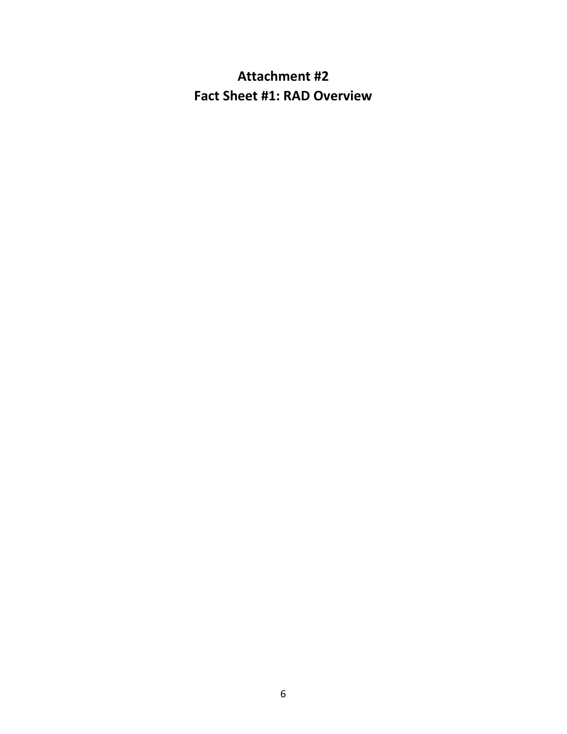# Attachment #2
# Fact Sheet #1: RAD Overview